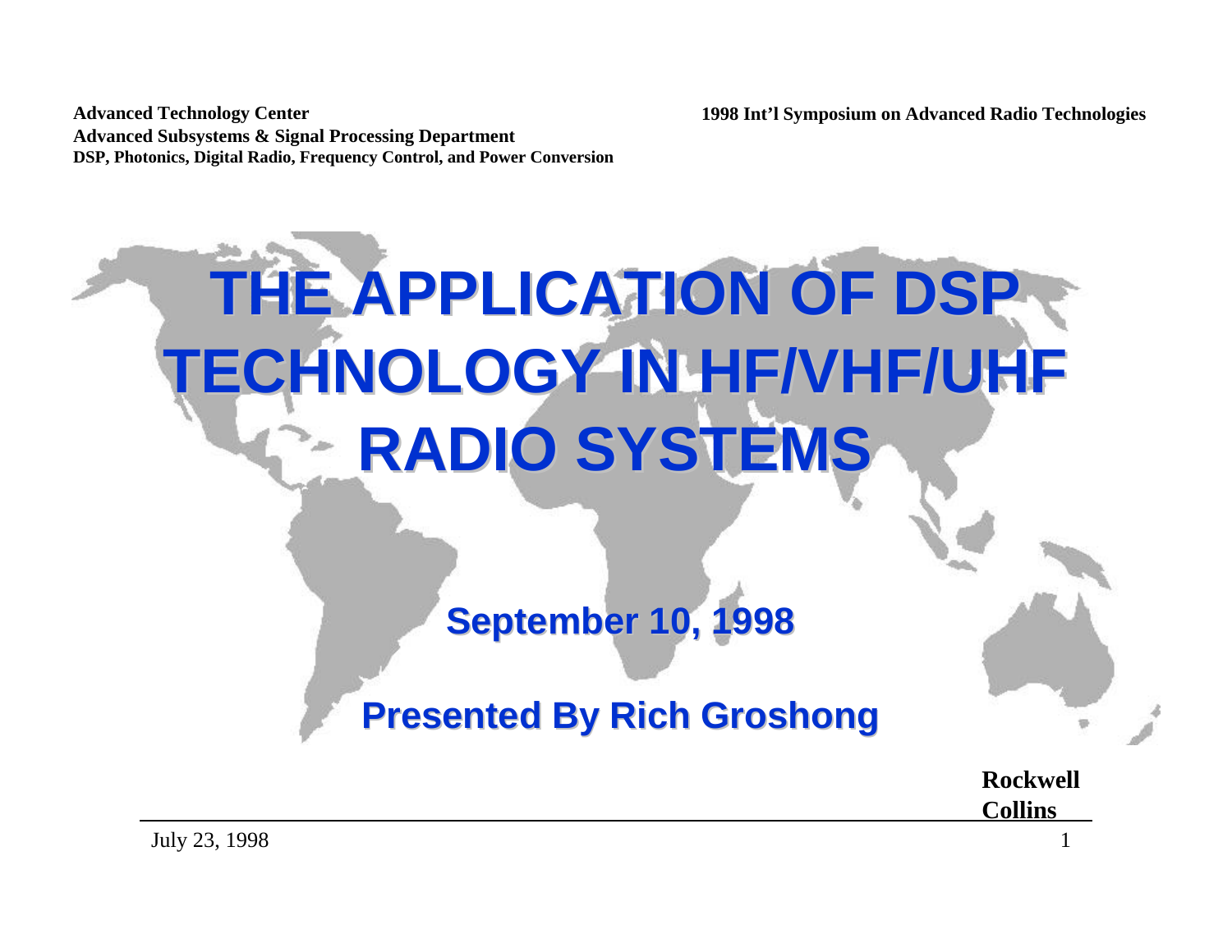**Advanced Technology Center**
**Advanced Subsystems & Signal Processing Department**
**DSP, Photonics, Digital Radio, Frequency Control, and Power Conversion**

**1998 Int'l Symposium on Advanced Radio Technologies**

# THE APPLICATION OF DSP TECHNOLOGY IN HF/VHF/UHF RADIO SYSTEMS

## September 10, 1998

## Presented By Rich Groshong

**Rockwell Collins**

July 23, 1998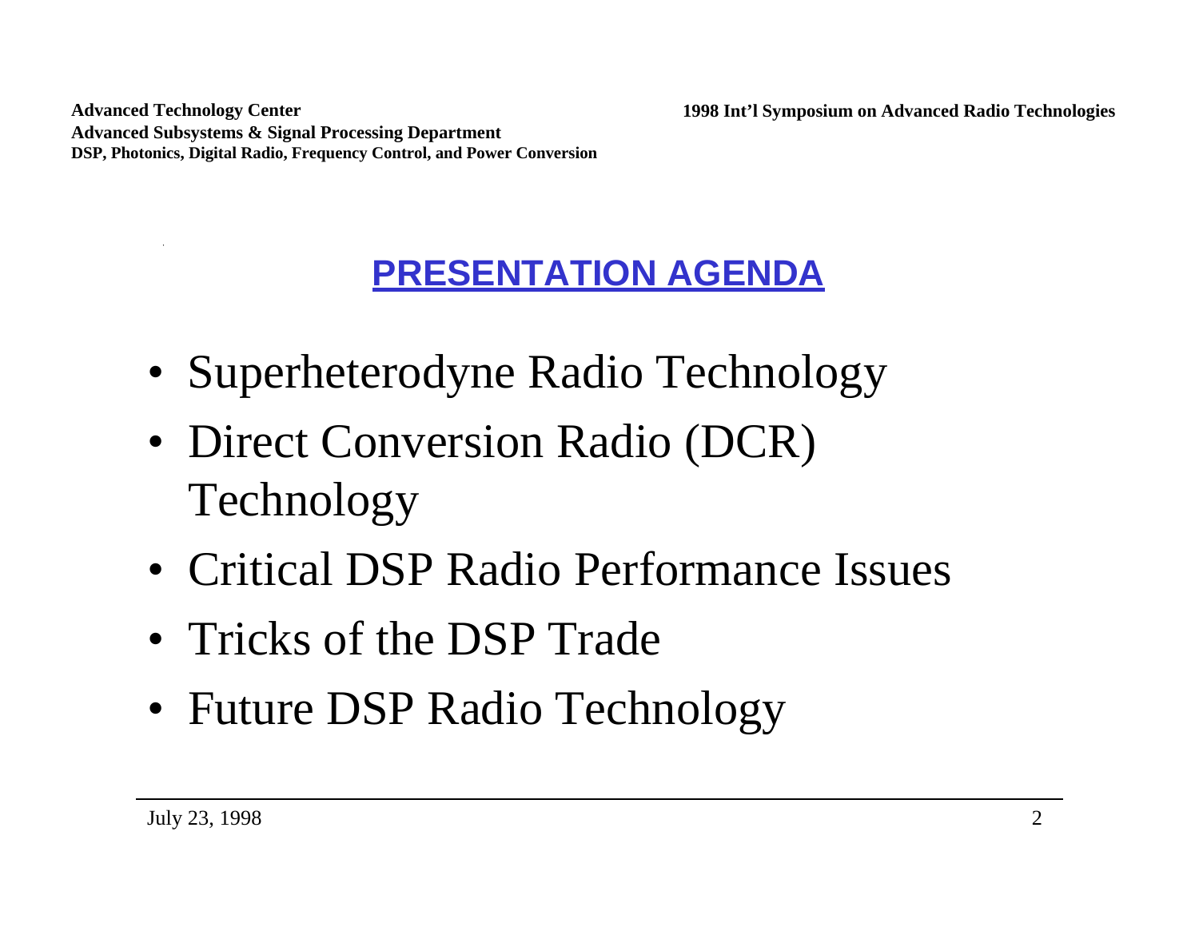## PRESENTATION AGENDA

- Superheterodyne Radio Technology
- Direct Conversion Radio (DCR) Technology
- Critical DSP Radio Performance Issues
- Tricks of the DSP Trade
- Future DSP Radio Technology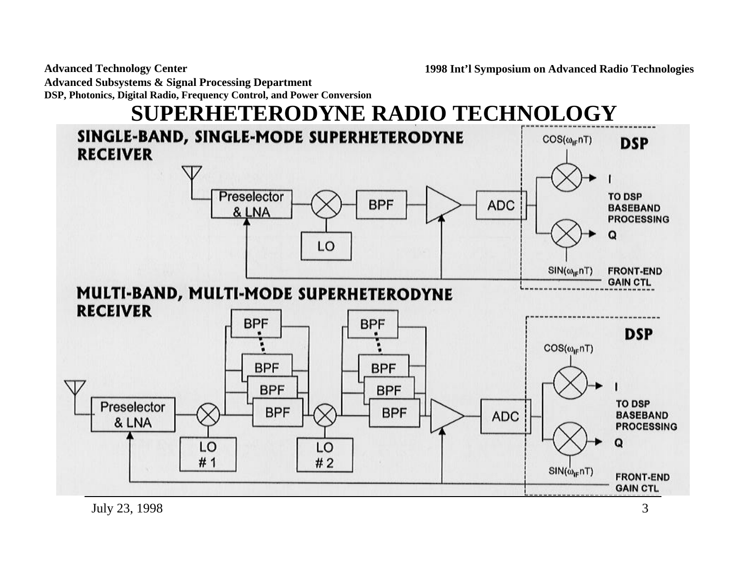# SUPERHETERODYNE RADIO TECHNOLOGY

## SINGLE-BAND, SINGLE-MODE SUPERHETERODYNE RECEIVER

Preselector & LNA → BPF → ADC

LO

DSP

$COS(\omega_{IF}nT)$

$SIN(\omega_{IF}nT)$

I

Q

TO DSP BASEBAND PROCESSING

FRONT-END GAIN CTL

## MULTI-BAND, MULTI-MODE SUPERHETERODYNE RECEIVER

Preselector & LNA → BPF → BPF → ADC

LO #1

LO #2

DSP

$COS(\omega_{IF}nT)$

$SIN(\omega_{IF}nT)$

I

Q

TO DSP BASEBAND PROCESSING

FRONT-END GAIN CTL

July 23, 1998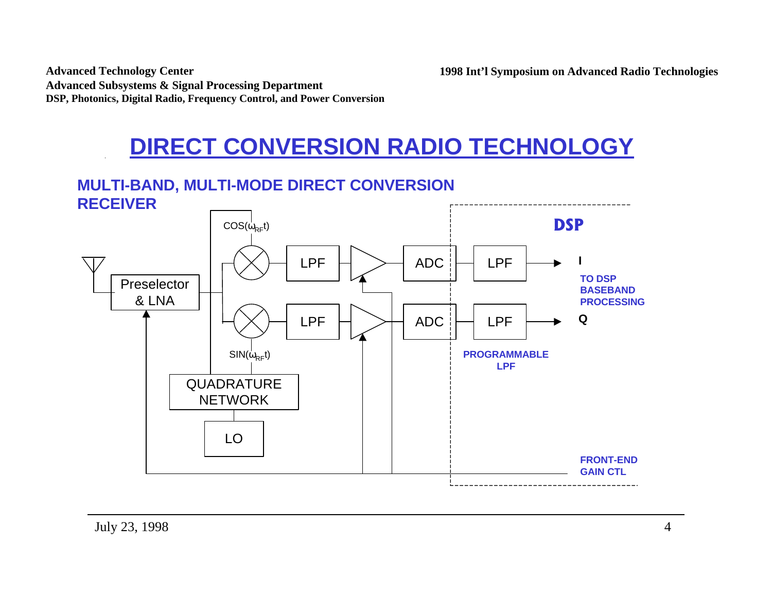# DIRECT CONVERSION RADIO TECHNOLOGY

## MULTI-BAND, MULTI-MODE DIRECT CONVERSION RECEIVER

Preselector & LNA

$COS(\omega_{RF}t)$

$SIN(\omega_{RF}t)$

QUADRATURE NETWORK

LO

LPF

LPF

ADC

ADC

**DSP**

LPF

LPF

**I**

**Q**

**TO DSP BASEBAND PROCESSING**

**PROGRAMMABLE LPF**

**FRONT-END GAIN CTL**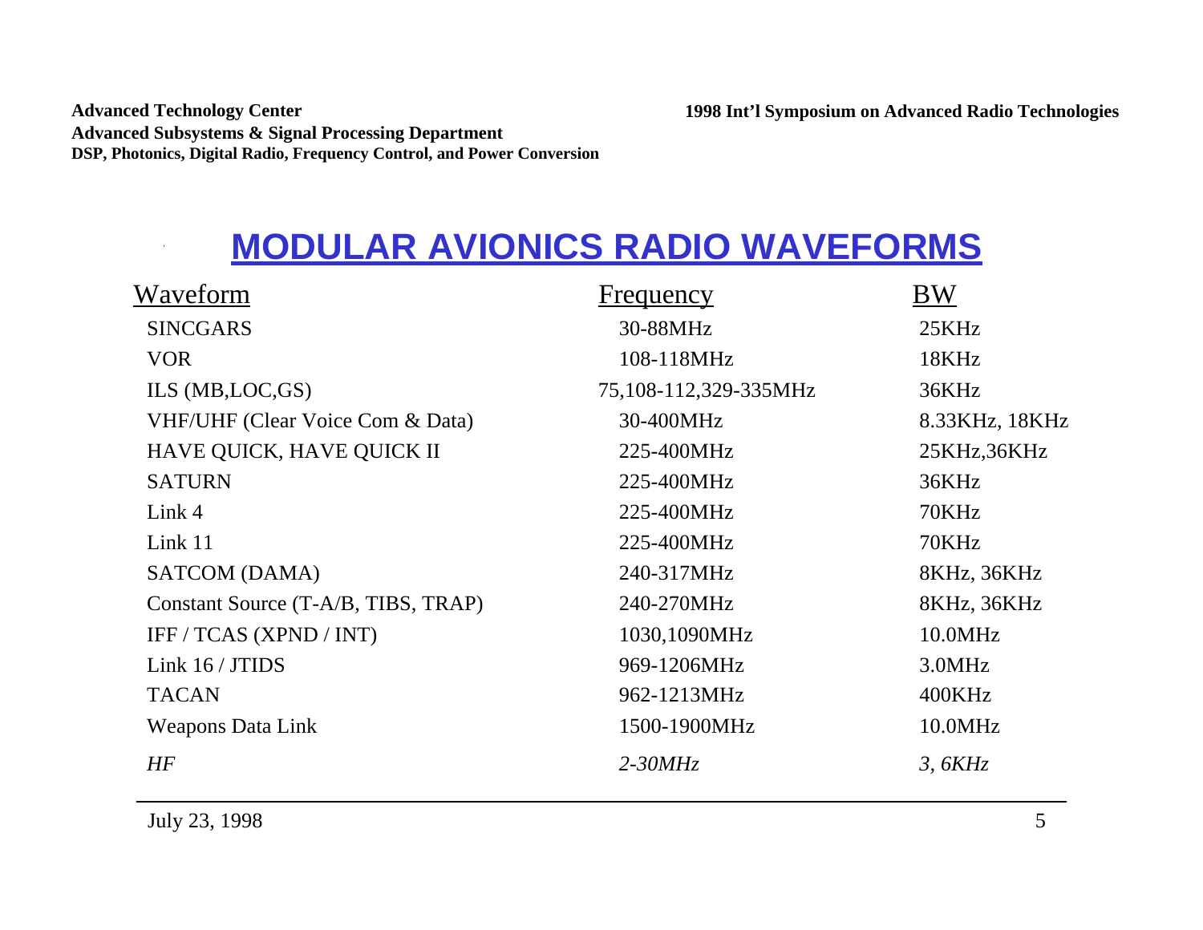# MODULAR AVIONICS RADIO WAVEFORMS

| Waveform | Frequency | BW |
|---|---|---|
| SINCGARS | 30-88MHz | 25KHz |
| VOR | 108-118MHz | 18KHz |
| ILS (MB,LOC,GS) | 75,108-112,329-335MHz | 36KHz |
| VHF/UHF (Clear Voice Com & Data) | 30-400MHz | 8.33KHz, 18KHz |
| HAVE QUICK, HAVE QUICK II | 225-400MHz | 25KHz,36KHz |
| SATURN | 225-400MHz | 36KHz |
| Link 4 | 225-400MHz | 70KHz |
| Link 11 | 225-400MHz | 70KHz |
| SATCOM (DAMA) | 240-317MHz | 8KHz, 36KHz |
| Constant Source (T-A/B, TIBS, TRAP) | 240-270MHz | 8KHz, 36KHz |
| IFF / TCAS (XPND / INT) | 1030,1090MHz | 10.0MHz |
| Link 16 / JTIDS | 969-1206MHz | 3.0MHz |
| TACAN | 962-1213MHz | 400KHz |
| Weapons Data Link | 1500-1900MHz | 10.0MHz |
| *HF* | *2-30MHz* | *3, 6KHz* |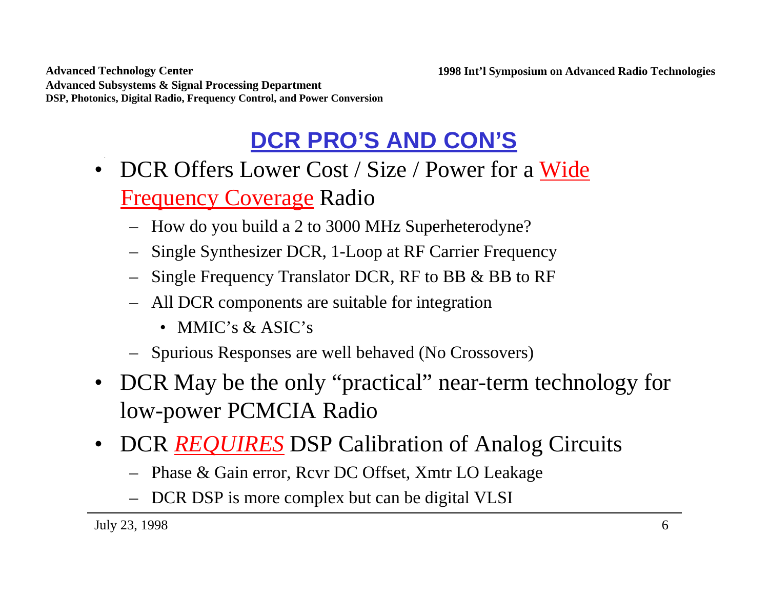## DCR PRO'S AND CON'S

- DCR Offers Lower Cost / Size / Power for a Wide Frequency Coverage Radio
  - How do you build a 2 to 3000 MHz Superheterodyne?
  - Single Synthesizer DCR, 1-Loop at RF Carrier Frequency
  - Single Frequency Translator DCR, RF to BB & BB to RF
  - All DCR components are suitable for integration
    - MMIC's & ASIC's
  - Spurious Responses are well behaved (No Crossovers)
- DCR May be the only "practical" near-term technology for low-power PCMCIA Radio
- DCR *REQUIRES* DSP Calibration of Analog Circuits
  - Phase & Gain error, Rcvr DC Offset, Xmtr LO Leakage
  - DCR DSP is more complex but can be digital VLSI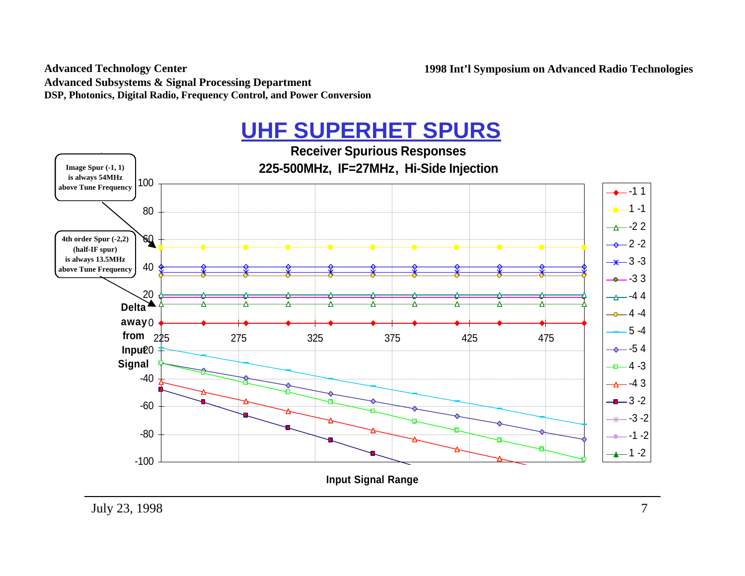# UHF SUPERHET SPURS

**Receiver Spurious Responses**

**225-500MHz, IF=27MHz, Hi-Side Injection**

Image Spur (-1, 1) is always 54MHz above Tune Frequency

4th order Spur (-2,2) (half-IF spur) is always 13.5MHz above Tune Frequency

Y-axis: Delta away from Input Signal (-100 to 100)

X-axis: Input Signal Range (225 to 475)

Legend: -1 1; 1 -1; -2 2; 2 -2; 3 -3; -3 3; -4 4; 4 -4; 5 -4; -5 4; 4 -3; -4 3; 3 -2; -3 -2; -1 -2; 1 -2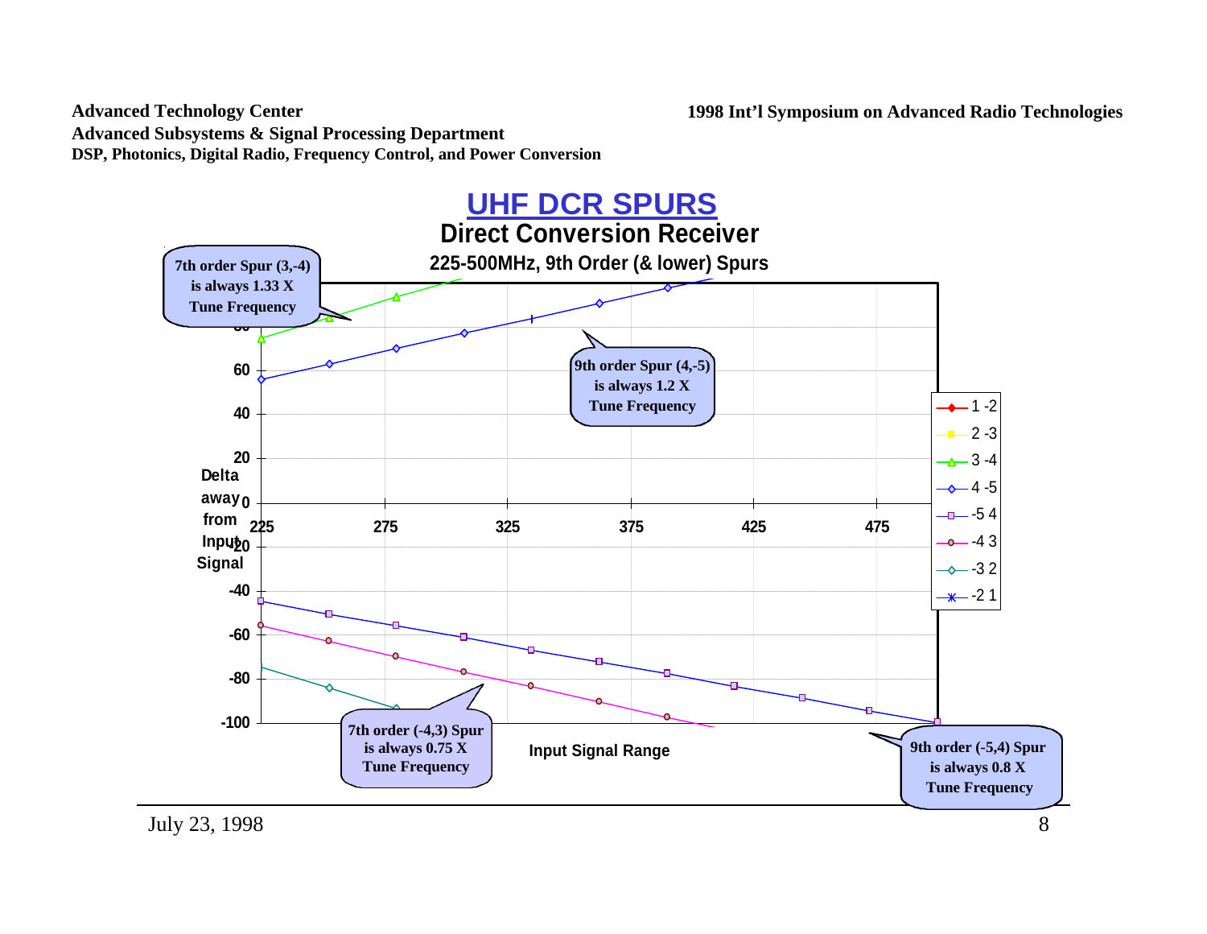# UHF DCR SPURS

## Direct Conversion Receiver

### 225-500MHz, 9th Order (& lower) Spurs

7th order Spur (3,-4) is always 1.33 X Tune Frequency

9th order Spur (4,-5) is always 1.2 X Tune Frequency

7th order (-4,3) Spur is always 0.75 X Tune Frequency

9th order (-5,4) Spur is always 0.8 X Tune Frequency

Delta away from Input Signal

Input Signal Range

Legend: 1 -2; 2 -3; 3 -4; 4 -5; -5 4; -4 3; -3 2; -2 1

Y-axis: -100, -80, -60, -40, -20, 0, 20, 40, 60, 80

X-axis: 225, 275, 325, 375, 425, 475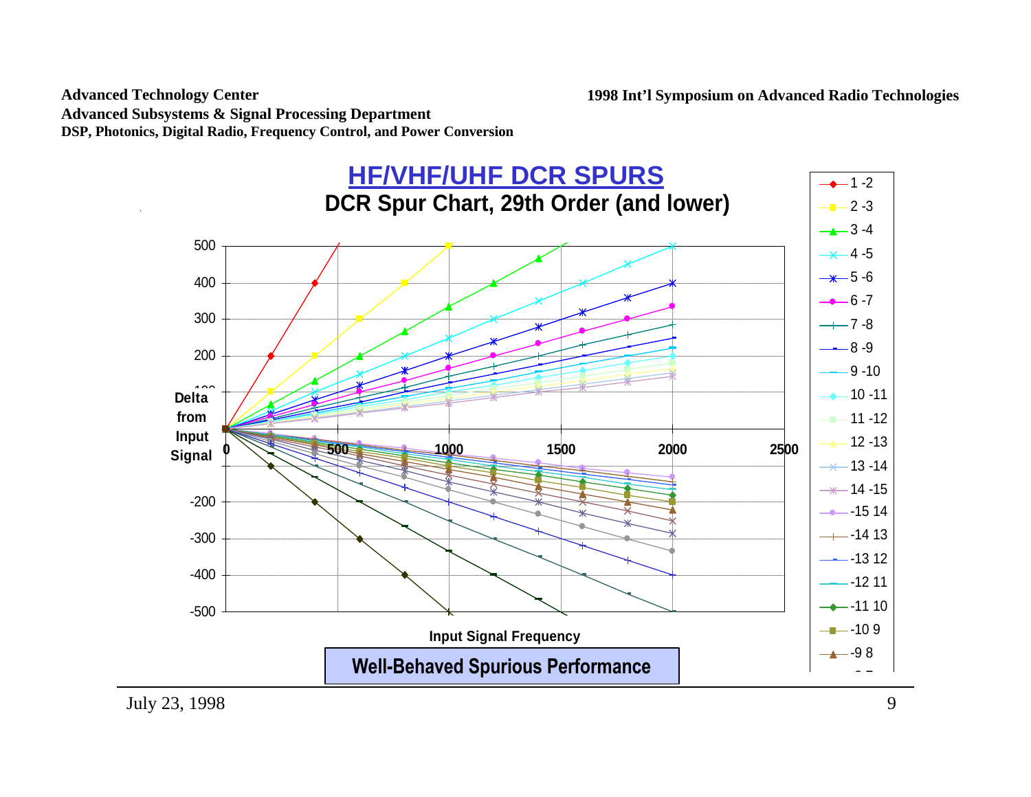# HF/VHF/UHF DCR SPURS

## DCR Spur Chart, 29th Order (and lower)

Delta from Input Signal

Input Signal Frequency

| Series |
|---|
| 1 -2 |
| 2 -3 |
| 3 -4 |
| 4 -5 |
| 5 -6 |
| 6 -7 |
| 7 -8 |
| 8 -9 |
| 9 -10 |
| 10 -11 |
| 11 -12 |
| 12 -13 |
| 13 -14 |
| 14 -15 |
| -15 14 |
| -14 13 |
| -13 12 |
| -12 11 |
| -11 10 |
| -10 9 |
| -9 8 |

**Well-Behaved Spurious Performance**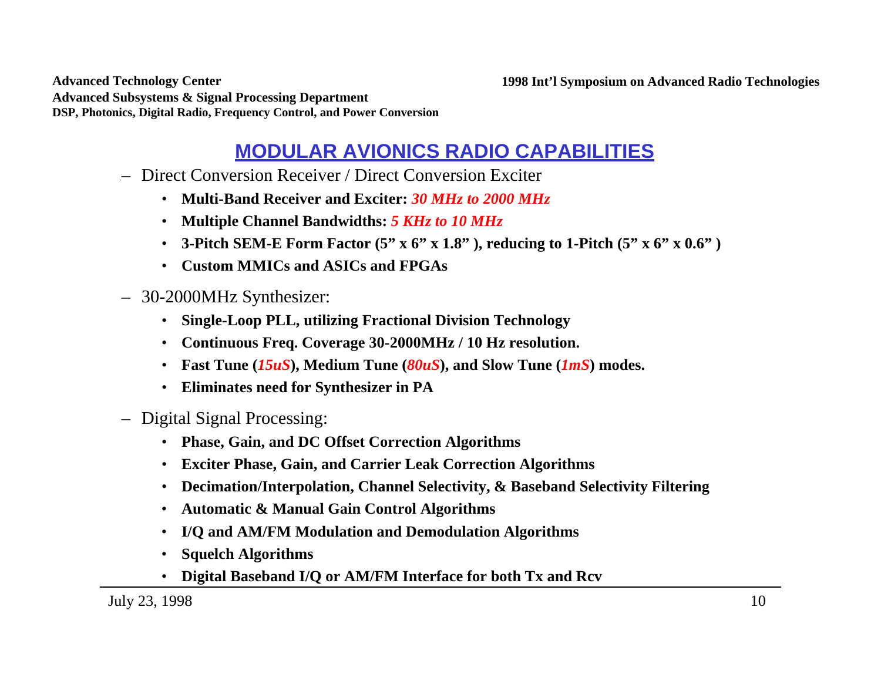## MODULAR AVIONICS RADIO CAPABILITIES

- Direct Conversion Receiver / Direct Conversion Exciter
  - **Multi-Band Receiver and Exciter:** ***30 MHz to 2000 MHz***
  - **Multiple Channel Bandwidths:** ***5 KHz to 10 MHz***
  - **3-Pitch SEM-E Form Factor (5” x 6” x 1.8” ), reducing to 1-Pitch (5” x 6” x 0.6” )**
  - **Custom MMICs and ASICs and FPGAs**
- 30-2000MHz Synthesizer:
  - **Single-Loop PLL, utilizing Fractional Division Technology**
  - **Continuous Freq. Coverage 30-2000MHz / 10 Hz resolution.**
  - **Fast Tune (*15uS*), Medium Tune (*80uS*), and Slow Tune (*1mS*) modes.**
  - **Eliminates need for Synthesizer in PA**
- Digital Signal Processing:
  - **Phase, Gain, and DC Offset Correction Algorithms**
  - **Exciter Phase, Gain, and Carrier Leak Correction Algorithms**
  - **Decimation/Interpolation, Channel Selectivity, & Baseband Selectivity Filtering**
  - **Automatic & Manual Gain Control Algorithms**
  - **I/Q and AM/FM Modulation and Demodulation Algorithms**
  - **Squelch Algorithms**
  - **Digital Baseband I/Q or AM/FM Interface for both Tx and Rcv**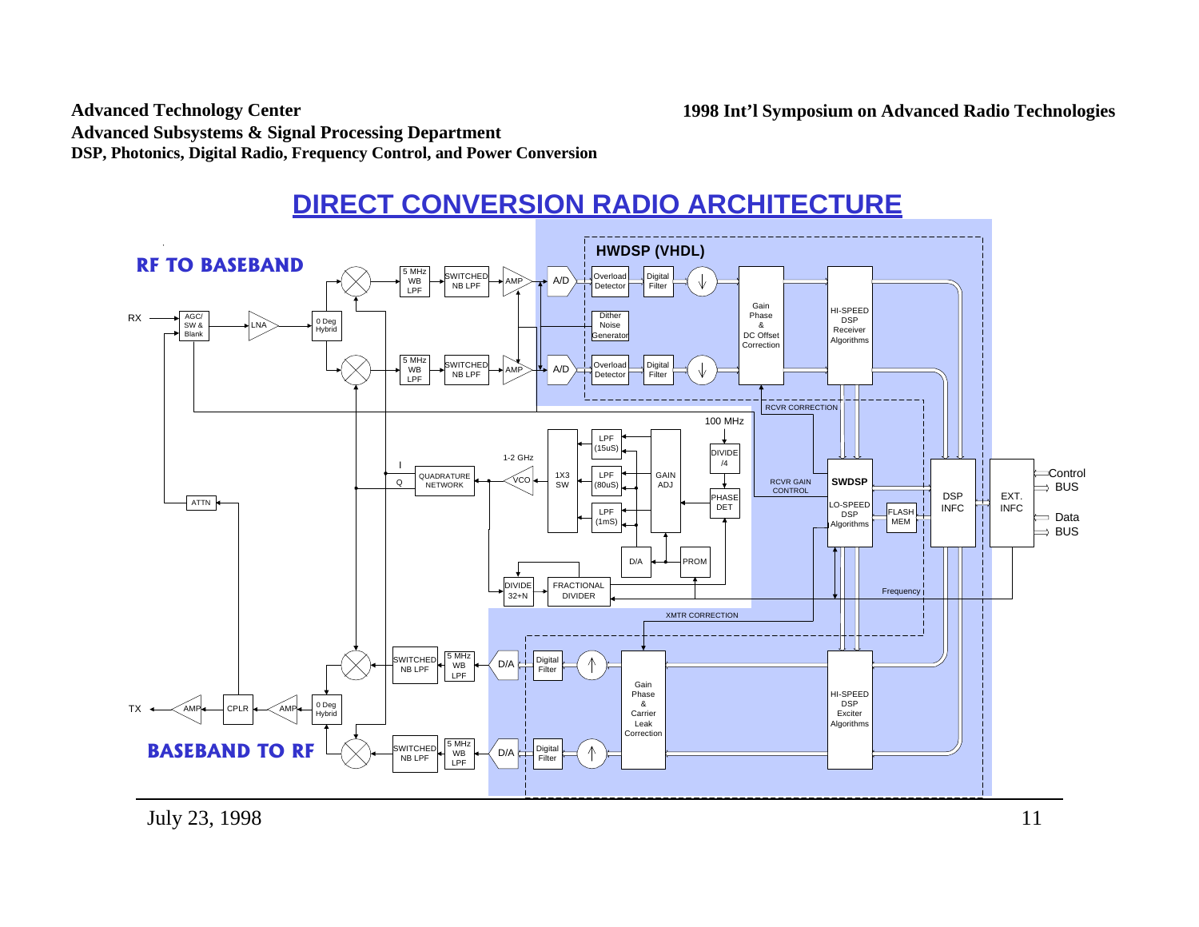# DIRECT CONVERSION RADIO ARCHITECTURE

**RF TO BASEBAND**

**HWDSP (VHDL)**

RX — AGC/ SW & Blank — LNA — 0 Deg Hybrid

5 MHz WB LPF — SWITCHED NB LPF — AMP — A/D — Overload Detector — Digital Filter — ↓

Dither Noise Generator

5 MHz WB LPF — SWITCHED NB LPF — AMP — A/D — Overload Detector — Digital Filter — ↓

Gain Phase & DC Offset Correction

HI-SPEED DSP Receiver Algorithms

RCVR CORRECTION

100 MHz

DIVIDE /4

PHASE DET

1-2 GHz

I

Q

QUADRATURE NETWORK

VCO

1X3 SW

LPF (15uS)

LPF (80uS)

LPF (1mS)

GAIN ADJ

D/A

PROM

DIVIDE 32+N

FRACTIONAL DIVIDER

ATTN

RCVR GAIN CONTROL

**SWDSP**

LO-SPEED DSP Algorithms

FLASH MEM

DSP INFC

EXT. INFC

Control BUS

Data BUS

Frequency

XMTR CORRECTION

SWITCHED NB LPF — 5 MHz WB LPF — D/A — Digital Filter — ↑

Gain Phase & Carrier Leak Correction

HI-SPEED DSP Exciter Algorithms

TX — AMP — CPLR — AMP — 0 Deg Hybrid

SWITCHED NB LPF — 5 MHz WB LPF — D/A — Digital Filter — ↑

**BASEBAND TO RF**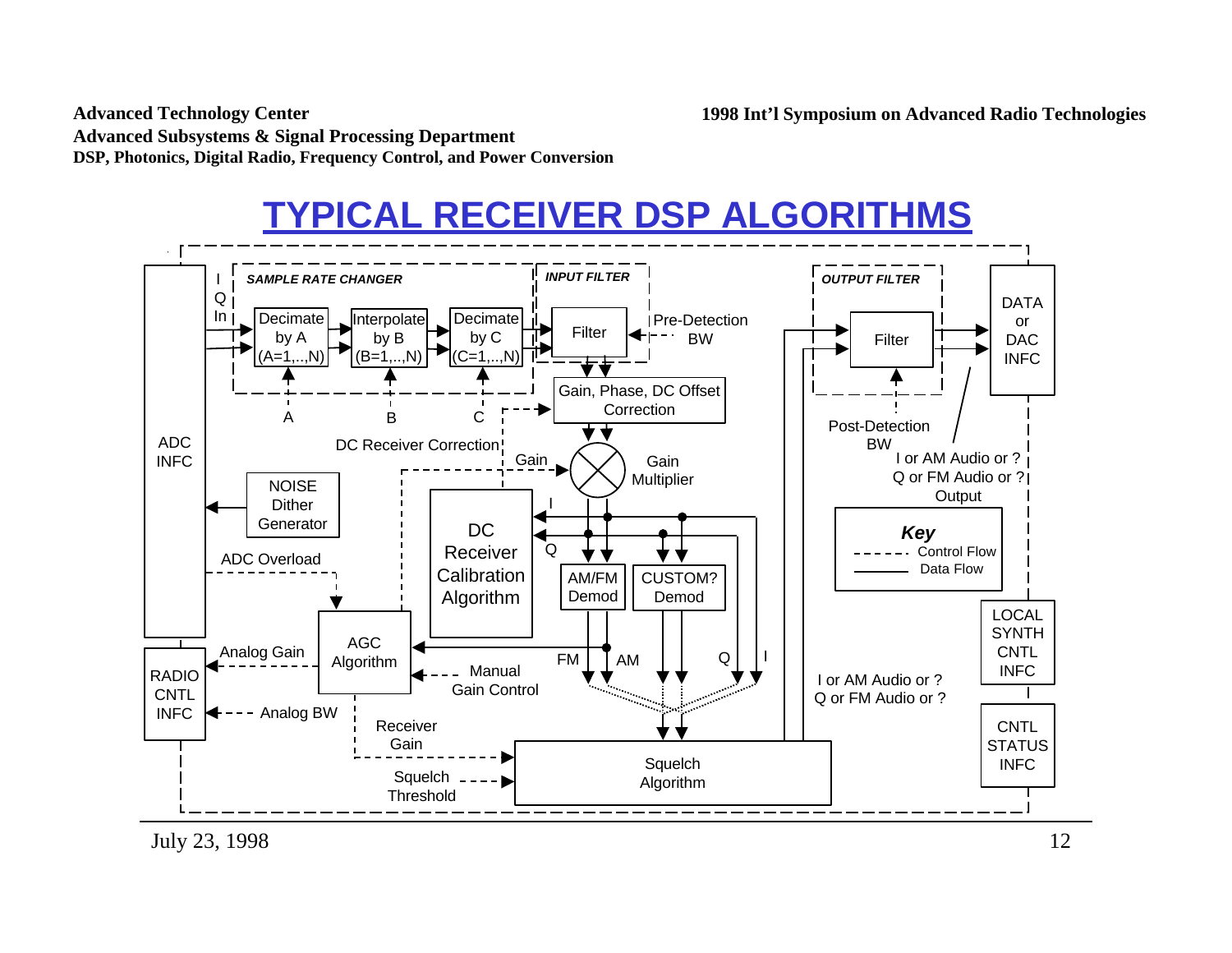# TYPICAL RECEIVER DSP ALGORITHMS

**SAMPLE RATE CHANGER**

- I / Q In
- Decimate by A (A=1,..,N)
- Interpolate by B (B=1,..,N)
- Decimate by C (C=1,..,N)
- A, B, C

**INPUT FILTER**

- Filter
- Pre-Detection BW

**OUTPUT FILTER**

- Filter
- Post-Detection BW

DATA or DAC INFC

ADC INFC

NOISE Dither Generator

ADC Overload

Gain, Phase, DC Offset Correction

DC Receiver Correction

Gain

Gain Multiplier

DC Receiver Calibration Algorithm

I

Q

AM/FM Demod

CUSTOM? Demod

AGC Algorithm

Analog Gain

Manual Gain Control

RADIO CNTL INFC

Analog BW

FM, AM, Q, I

Receiver Gain

Squelch Threshold

Squelch Algorithm

I or AM Audio or ? Q or FM Audio or ? Output

I or AM Audio or ? Q or FM Audio or ?

**Key**

- Control Flow (dashed line)
- Data Flow (solid line)

LOCAL SYNTH CNTL INFC

CNTL STATUS INFC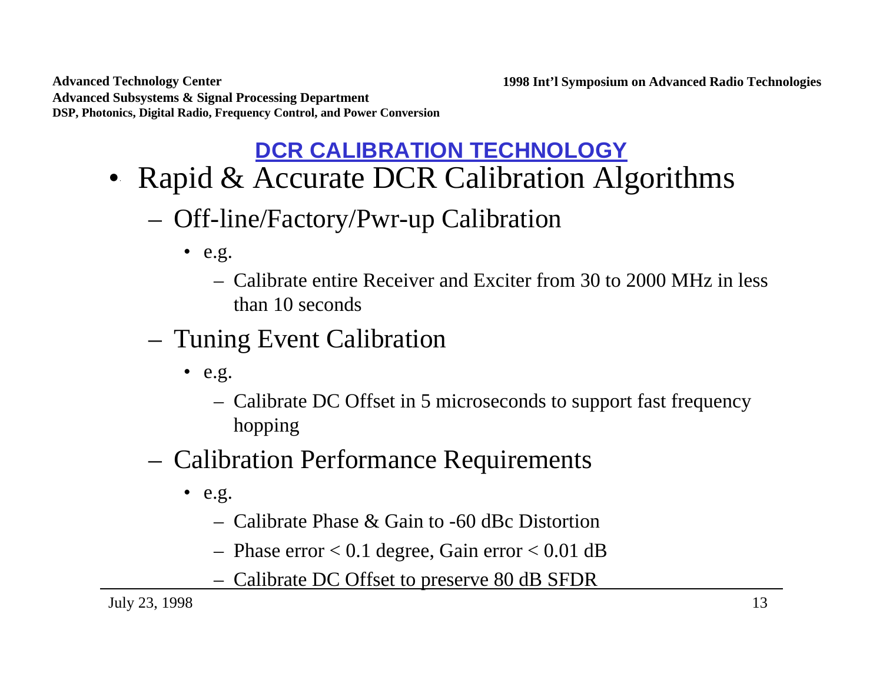## DCR CALIBRATION TECHNOLOGY

- Rapid & Accurate DCR Calibration Algorithms
  - Off-line/Factory/Pwr-up Calibration
    - e.g.
      - Calibrate entire Receiver and Exciter from 30 to 2000 MHz in less than 10 seconds
  - Tuning Event Calibration
    - e.g.
      - Calibrate DC Offset in 5 microseconds to support fast frequency hopping
  - Calibration Performance Requirements
    - e.g.
      - Calibrate Phase & Gain to -60 dBc Distortion
      - Phase error < 0.1 degree, Gain error < 0.01 dB
      - Calibrate DC Offset to preserve 80 dB SFDR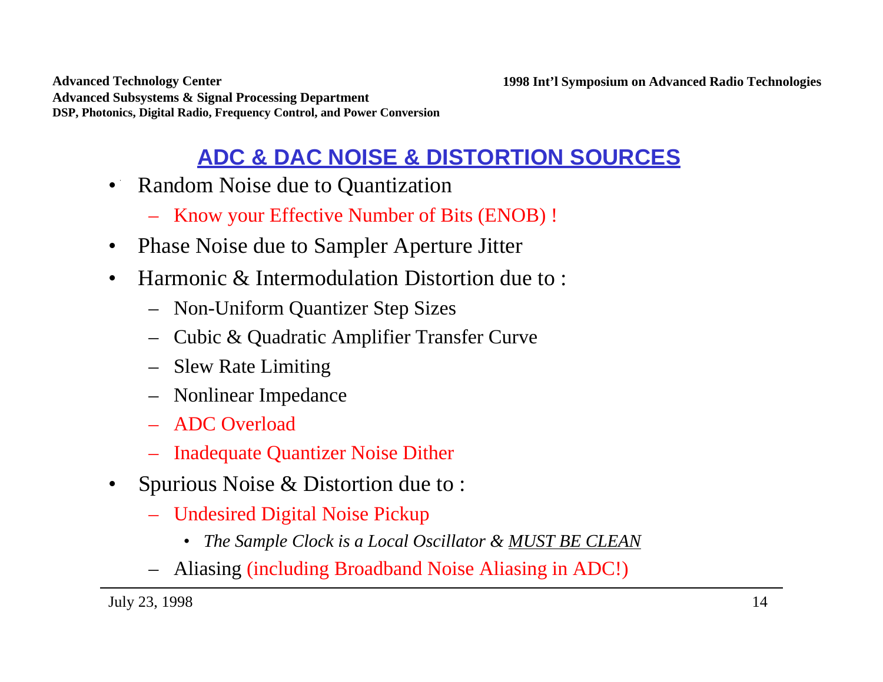## ADC & DAC NOISE & DISTORTION SOURCES

- Random Noise due to Quantization
  - Know your Effective Number of Bits (ENOB) !
- Phase Noise due to Sampler Aperture Jitter
- Harmonic & Intermodulation Distortion due to :
  - Non-Uniform Quantizer Step Sizes
  - Cubic & Quadratic Amplifier Transfer Curve
  - Slew Rate Limiting
  - Nonlinear Impedance
  - ADC Overload
  - Inadequate Quantizer Noise Dither
- Spurious Noise & Distortion due to :
  - Undesired Digital Noise Pickup
    - *The Sample Clock is a Local Oscillator & MUST BE CLEAN*
  - Aliasing (including Broadband Noise Aliasing in ADC!)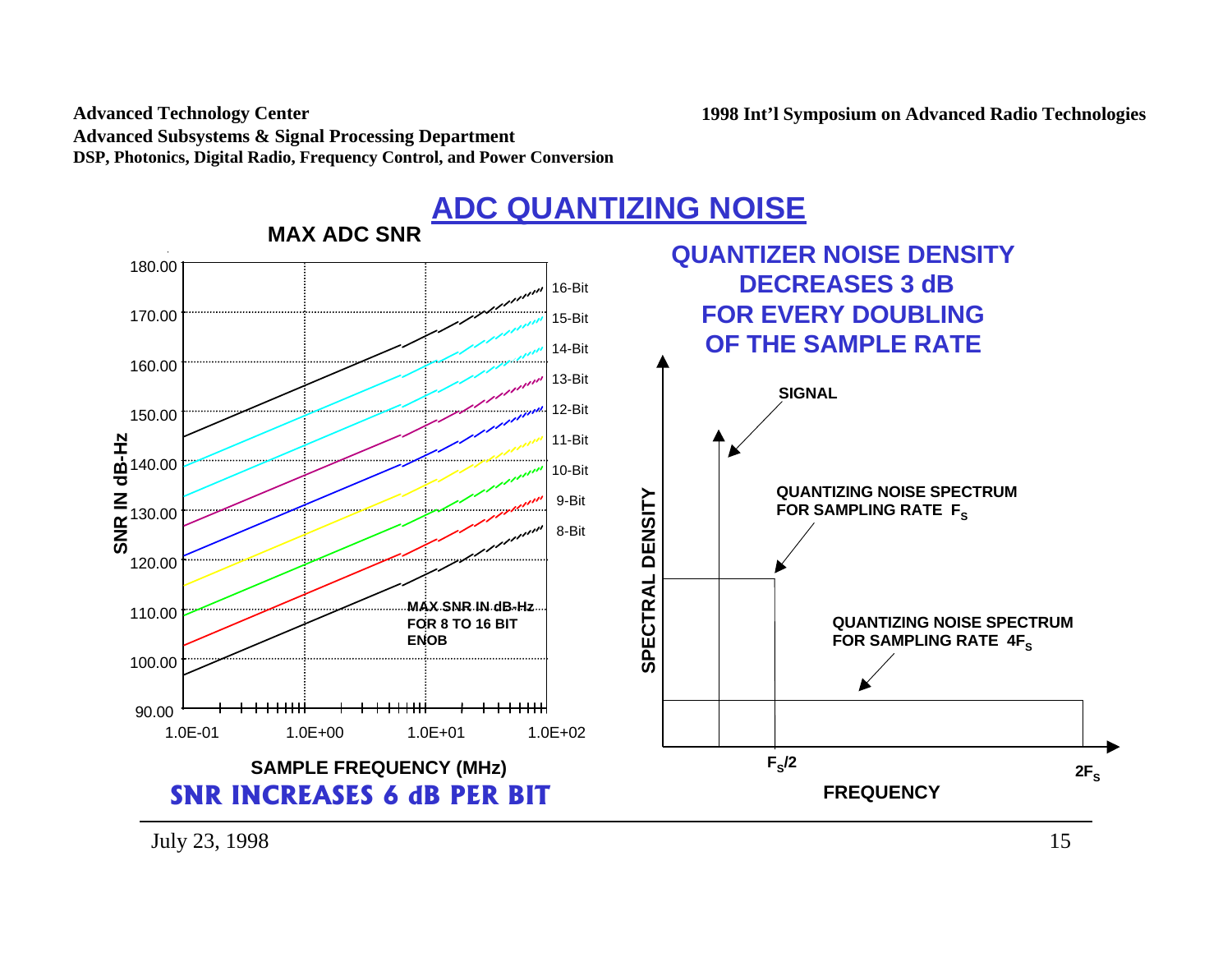# ADC QUANTIZING NOISE

## MAX ADC SNR

SNR IN dB-Hz

180.00
170.00
160.00
150.00
140.00
130.00
120.00
110.00
100.00
90.00

1.0E-01 1.0E+00 1.0E+01 1.0E+02

16-Bit
15-Bit
14-Bit
13-Bit
12-Bit
11-Bit
10-Bit
9-Bit
8-Bit

MAX SNR IN dB-Hz FOR 8 TO 16 BIT ENOB

SAMPLE FREQUENCY (MHz)

**SNR INCREASES 6 dB PER BIT**

**QUANTIZER NOISE DENSITY DECREASES 3 dB FOR EVERY DOUBLING OF THE SAMPLE RATE**

SPECTRAL DENSITY

SIGNAL

QUANTIZING NOISE SPECTRUM FOR SAMPLING RATE $F_S$

QUANTIZING NOISE SPECTRUM FOR SAMPLING RATE $4F_S$

$F_S/2$

$2F_S$

FREQUENCY

July 23, 1998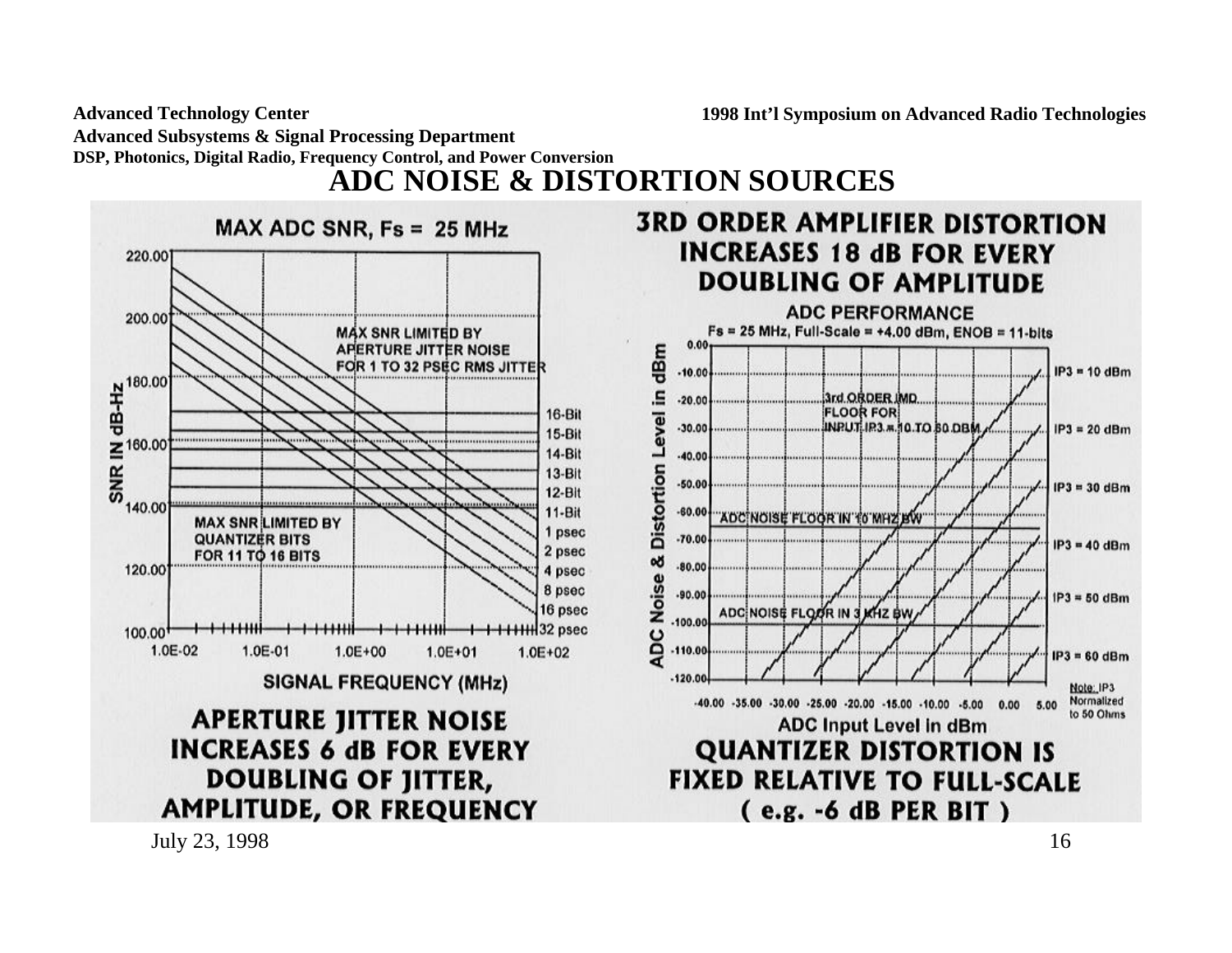# ADC NOISE & DISTORTION SOURCES

## MAX ADC SNR, Fs = 25 MHz

SNR IN dB-Hz (100.00 to 220.00) vs. SIGNAL FREQUENCY (MHz) (1.0E-02 to 1.0E+02)

Curves: 16-Bit, 15-Bit, 14-Bit, 13-Bit, 12-Bit, 11-Bit; 1 psec, 2 psec, 4 psec, 8 psec, 16 psec, 32 psec

MAX SNR LIMITED BY APERTURE JITTER NOISE FOR 1 TO 32 PSEC RMS JITTER

MAX SNR LIMITED BY QUANTIZER BITS FOR 11 TO 16 BITS

**APERTURE JITTER NOISE INCREASES 6 dB FOR EVERY DOUBLING OF JITTER, AMPLITUDE, OR FREQUENCY**

## 3RD ORDER AMPLIFIER DISTORTION INCREASES 18 dB FOR EVERY DOUBLING OF AMPLITUDE

### ADC PERFORMANCE

Fs = 25 MHz, Full-Scale = +4.00 dBm, ENOB = 11-bits

ADC Noise & Distortion Level in dBm (0.00 to -120.00) vs. ADC Input Level in dBm (-40.00 to 5.00)

Curves: IP3 = 10 dBm, IP3 = 20 dBm, IP3 = 30 dBm, IP3 = 40 dBm, IP3 = 50 dBm, IP3 = 60 dBm

3rd ORDER IMD FLOOR FOR INPUT IP3 = 10 TO 60 DBM

ADC NOISE FLOOR IN 10 MHZ BW

ADC NOISE FLOOR IN 3 KHZ BW

Note: IP3 Normalized to 50 Ohms

**QUANTIZER DISTORTION IS FIXED RELATIVE TO FULL-SCALE ( e.g. -6 dB PER BIT )**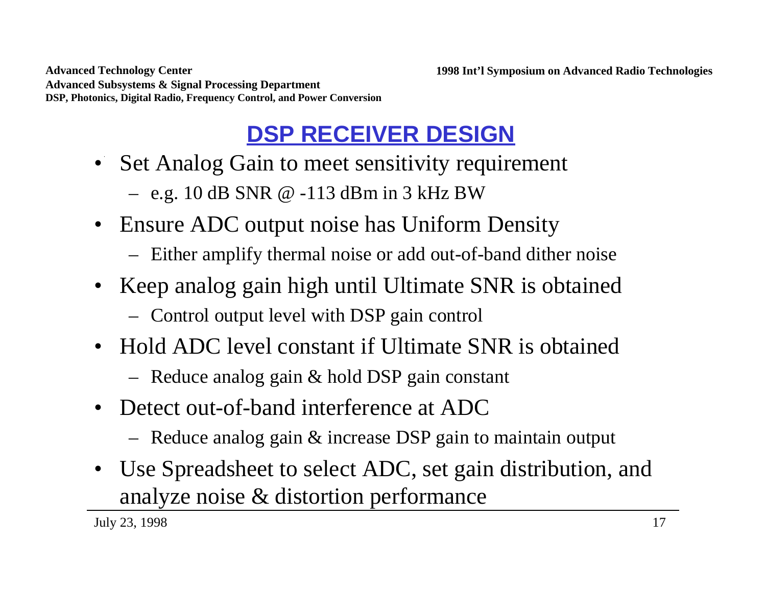## DSP RECEIVER DESIGN

- Set Analog Gain to meet sensitivity requirement
  - e.g. 10 dB SNR @ -113 dBm in 3 kHz BW
- Ensure ADC output noise has Uniform Density
  - Either amplify thermal noise or add out-of-band dither noise
- Keep analog gain high until Ultimate SNR is obtained
  - Control output level with DSP gain control
- Hold ADC level constant if Ultimate SNR is obtained
  - Reduce analog gain & hold DSP gain constant
- Detect out-of-band interference at ADC
  - Reduce analog gain & increase DSP gain to maintain output
- Use Spreadsheet to select ADC, set gain distribution, and analyze noise & distortion performance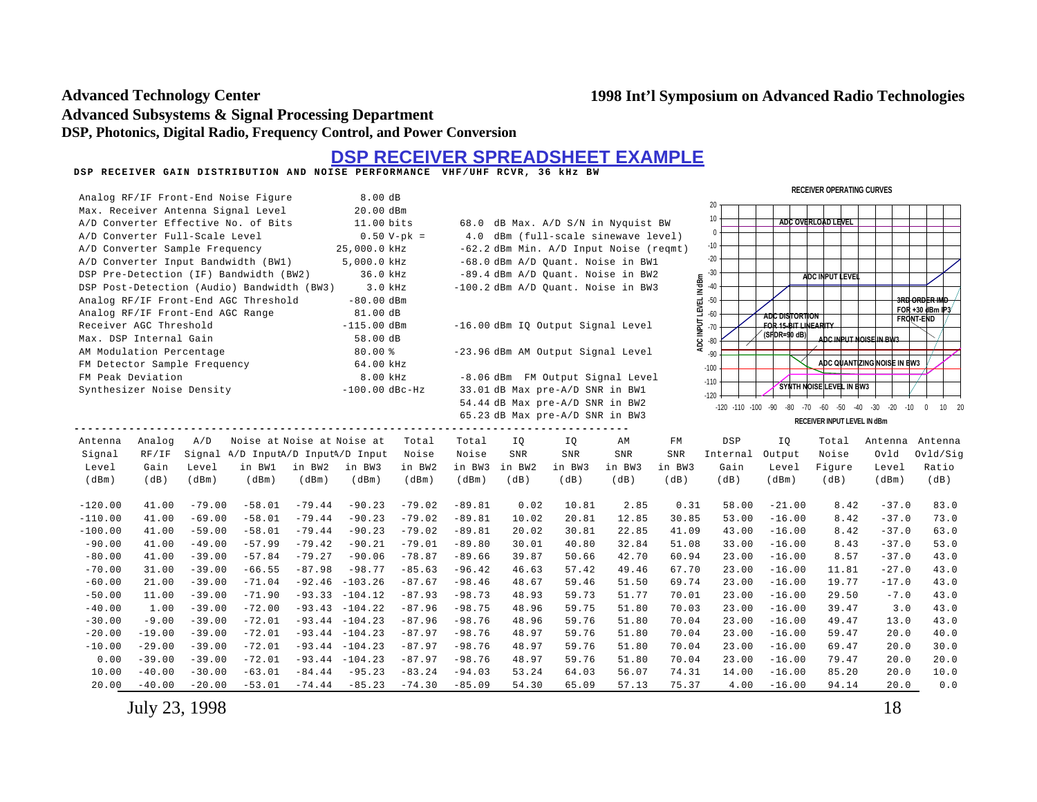# DSP RECEIVER SPREADSHEET EXAMPLE

**DSP RECEIVER GAIN DISTRIBUTION AND NOISE PERFORMANCE VHF/UHF RCVR, 36 kHz BW**

| Parameter | Value |
|---|---|
| Analog RF/IF Front-End Noise Figure | 8.00 dB |
| Max. Receiver Antenna Signal Level | 20.00 dBm |
| A/D Converter Effective No. of Bits | 11.00 bits |
| A/D Converter Full-Scale Level | 0.50 V-pk = |
| A/D Converter Sample Frequency | 25,000.0 kHz |
| A/D Converter Input Bandwidth (BW1) | 5,000.0 kHz |
| DSP Pre-Detection (IF) Bandwidth (BW2) | 36.0 kHz |
| DSP Post-Detection (Audio) Bandwidth (BW3) | 3.0 kHz |
| Analog RF/IF Front-End AGC Threshold | -80.00 dBm |
| Analog RF/IF Front-End AGC Range | 81.00 dB |
| Receiver AGC Threshold | -115.00 dBm |
| Max. DSP Internal Gain | 58.00 dB |
| AM Modulation Percentage | 80.00 % |
| FM Detector Sample Frequency | 64.00 kHz |
| FM Peak Deviation | 8.00 kHz |
| Synthesizer Noise Density | -100.00 dBc-Hz |

68.0 dB Max. A/D S/N in Nyquist BW
4.0 dBm (full-scale sinewave level)
-62.2 dBm Min. A/D Input Noise (reqmt)
-68.0 dBm A/D Quant. Noise in BW1
-89.4 dBm A/D Quant. Noise in BW2
-100.2 dBm A/D Quant. Noise in BW3

-16.00 dBm IQ Output Signal Level

-23.96 dBm AM Output Signal Level

-8.06 dBm FM Output Signal Level
33.01 dB Max pre-A/D SNR in BW1
54.44 dB Max pre-A/D SNR in BW2
65.23 dB Max pre-A/D SNR in BW3

**RECEIVER OPERATING CURVES**

(Chart: ADC INPUT LEVEL IN dBm vs. RECEIVER INPUT LEVEL IN dBm; curves labeled ADC OVERLOAD LEVEL, ADC INPUT LEVEL, 3RD ORDER IMD FOR +30 dBm IP3 FRONT-END, ADC DISTORTION FOR 15-BIT LINEARITY (SFDR=90 dB), ADC INPUT NOISE IN BW3, ADC QUANTIZING NOISE IN BW3, SYNTH NOISE LEVEL IN BW3)

| Antenna Signal Level (dBm) | Analog RF/IF Gain (dB) | A/D Signal Level (dBm) | Noise at A/D Input in BW1 (dBm) | Noise at A/D Input in BW2 (dBm) | Noise at A/D Input in BW3 (dBm) | Total Noise in BW2 (dBm) | Total Noise in BW3 (dBm) | IQ SNR in BW2 (dB) | IQ SNR in BW3 (dB) | AM SNR in BW3 (dB) | FM SNR in BW3 (dB) | DSP Internal Gain (dB) | IQ Output Level (dBm) | Total Noise Figure (dB) | Antenna Ovld Level (dBm) | Antenna Ovld/Sig Ratio (dB) |
|---|---|---|---|---|---|---|---|---|---|---|---|---|---|---|---|---|
| -120.00 | 41.00 | -79.00 | -58.01 | -79.44 | -90.23 | -79.02 | -89.81 | 0.02 | 10.81 | 2.85 | 0.31 | 58.00 | -21.00 | 8.42 | -37.0 | 83.0 |
| -110.00 | 41.00 | -69.00 | -58.01 | -79.44 | -90.23 | -79.02 | -89.81 | 10.02 | 20.81 | 12.85 | 30.85 | 53.00 | -16.00 | 8.42 | -37.0 | 73.0 |
| -100.00 | 41.00 | -59.00 | -58.01 | -79.44 | -90.23 | -79.02 | -89.81 | 20.02 | 30.81 | 22.85 | 41.09 | 43.00 | -16.00 | 8.42 | -37.0 | 63.0 |
| -90.00 | 41.00 | -49.00 | -57.99 | -79.42 | -90.21 | -79.01 | -89.80 | 30.01 | 40.80 | 32.84 | 51.08 | 33.00 | -16.00 | 8.43 | -37.0 | 53.0 |
| -80.00 | 41.00 | -39.00 | -57.84 | -79.27 | -90.06 | -78.87 | -89.66 | 39.87 | 50.66 | 42.70 | 60.94 | 23.00 | -16.00 | 8.57 | -37.0 | 43.0 |
| -70.00 | 31.00 | -39.00 | -66.55 | -87.98 | -98.77 | -85.63 | -96.42 | 46.63 | 57.42 | 49.46 | 67.70 | 23.00 | -16.00 | 11.81 | -27.0 | 43.0 |
| -60.00 | 21.00 | -39.00 | -71.04 | -92.46 | -103.26 | -87.67 | -98.46 | 48.67 | 59.46 | 51.50 | 69.74 | 23.00 | -16.00 | 19.77 | -17.0 | 43.0 |
| -50.00 | 11.00 | -39.00 | -71.90 | -93.33 | -104.12 | -87.93 | -98.73 | 48.93 | 59.73 | 51.77 | 70.01 | 23.00 | -16.00 | 29.50 | -7.0 | 43.0 |
| -40.00 | 1.00 | -39.00 | -72.00 | -93.43 | -104.22 | -87.96 | -98.75 | 48.96 | 59.75 | 51.80 | 70.03 | 23.00 | -16.00 | 39.47 | 3.0 | 43.0 |
| -30.00 | -9.00 | -39.00 | -72.01 | -93.44 | -104.23 | -87.96 | -98.76 | 48.96 | 59.76 | 51.80 | 70.04 | 23.00 | -16.00 | 49.47 | 13.0 | 43.0 |
| -20.00 | -19.00 | -39.00 | -72.01 | -93.44 | -104.23 | -87.97 | -98.76 | 48.97 | 59.76 | 51.80 | 70.04 | 23.00 | -16.00 | 59.47 | 20.0 | 40.0 |
| -10.00 | -29.00 | -39.00 | -72.01 | -93.44 | -104.23 | -87.97 | -98.76 | 48.97 | 59.76 | 51.80 | 70.04 | 23.00 | -16.00 | 69.47 | 20.0 | 30.0 |
| 0.00 | -39.00 | -39.00 | -72.01 | -93.44 | -104.23 | -87.97 | -98.76 | 48.97 | 59.76 | 51.80 | 70.04 | 23.00 | -16.00 | 79.47 | 20.0 | 20.0 |
| 10.00 | -40.00 | -30.00 | -63.01 | -84.44 | -95.23 | -83.24 | -94.03 | 53.24 | 64.03 | 56.07 | 74.31 | 14.00 | -16.00 | 85.20 | 20.0 | 10.0 |
| 20.00 | -40.00 | -20.00 | -53.01 | -74.44 | -85.23 | -74.30 | -85.09 | 54.30 | 65.09 | 57.13 | 75.37 | 4.00 | -16.00 | 94.14 | 20.0 | 0.0 |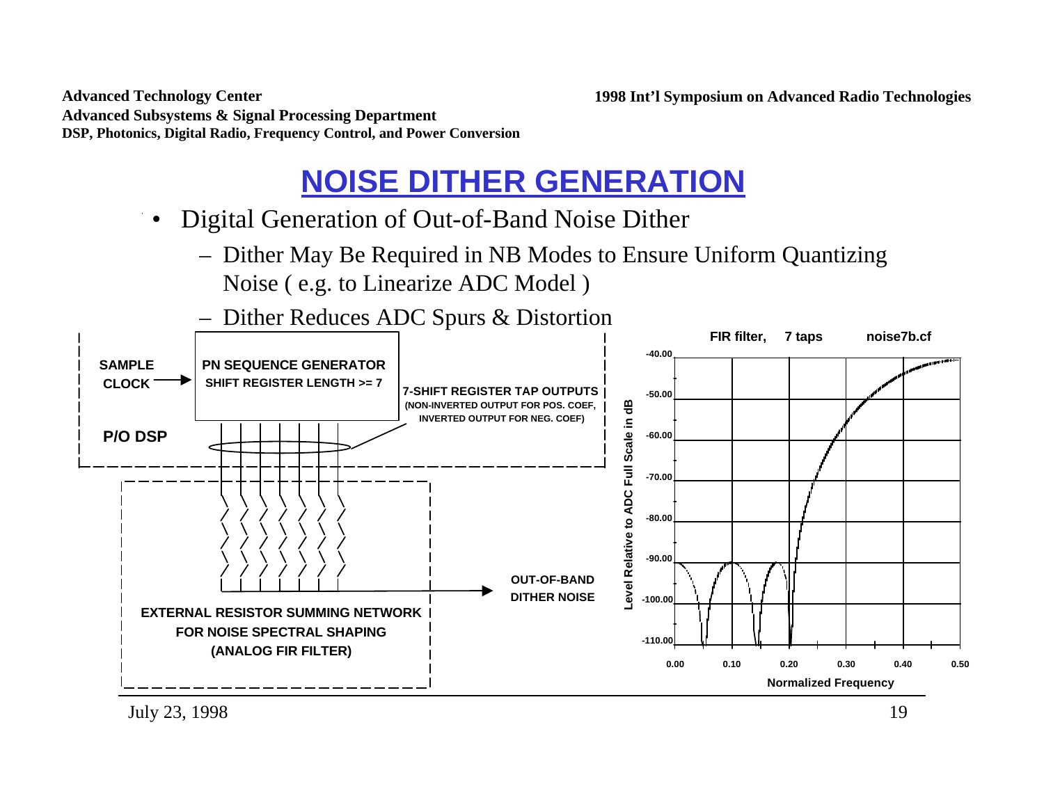# NOISE DITHER GENERATION

- Digital Generation of Out-of-Band Noise Dither
  - Dither May Be Required in NB Modes to Ensure Uniform Quantizing Noise ( e.g. to Linearize ADC Model )
  - Dither Reduces ADC Spurs & Distortion

SAMPLE CLOCK

PN SEQUENCE GENERATOR
SHIFT REGISTER LENGTH >= 7

7-SHIFT REGISTER TAP OUTPUTS
(NON-INVERTED OUTPUT FOR POS. COEF, INVERTED OUTPUT FOR NEG. COEF)

P/O DSP

OUT-OF-BAND DITHER NOISE

EXTERNAL RESISTOR SUMMING NETWORK FOR NOISE SPECTRAL SHAPING (ANALOG FIR FILTER)

FIR filter, 7 taps noise7b.cf

Level Relative to ADC Full Scale in dB: -40.00, -50.00, -60.00, -70.00, -80.00, -90.00, -100.00, -110.00

Normalized Frequency: 0.00, 0.10, 0.20, 0.30, 0.40, 0.50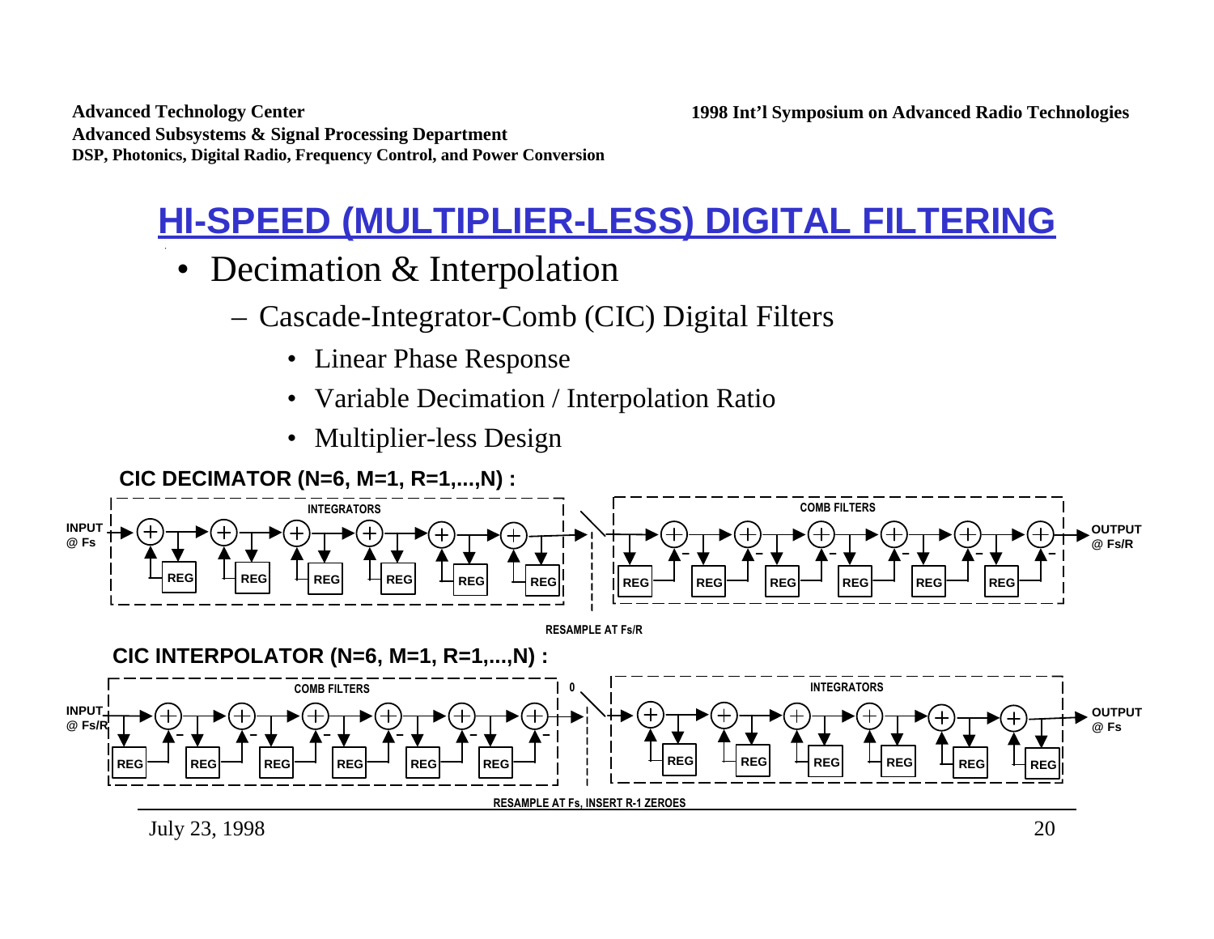# HI-SPEED (MULTIPLIER-LESS) DIGITAL FILTERING

- Decimation & Interpolation
  - Cascade-Integrator-Comb (CIC) Digital Filters
    - Linear Phase Response
    - Variable Decimation / Interpolation Ratio
    - Multiplier-less Design

**CIC DECIMATOR (N=6, M=1, R=1,...,N) :**

INPUT @ Fs — INTEGRATORS — RESAMPLE AT Fs/R — COMB FILTERS — OUTPUT @ Fs/R

**CIC INTERPOLATOR (N=6, M=1, R=1,...,N) :**

INPUT @ Fs/R — COMB FILTERS — RESAMPLE AT Fs, INSERT R-1 ZEROES — INTEGRATORS — OUTPUT @ Fs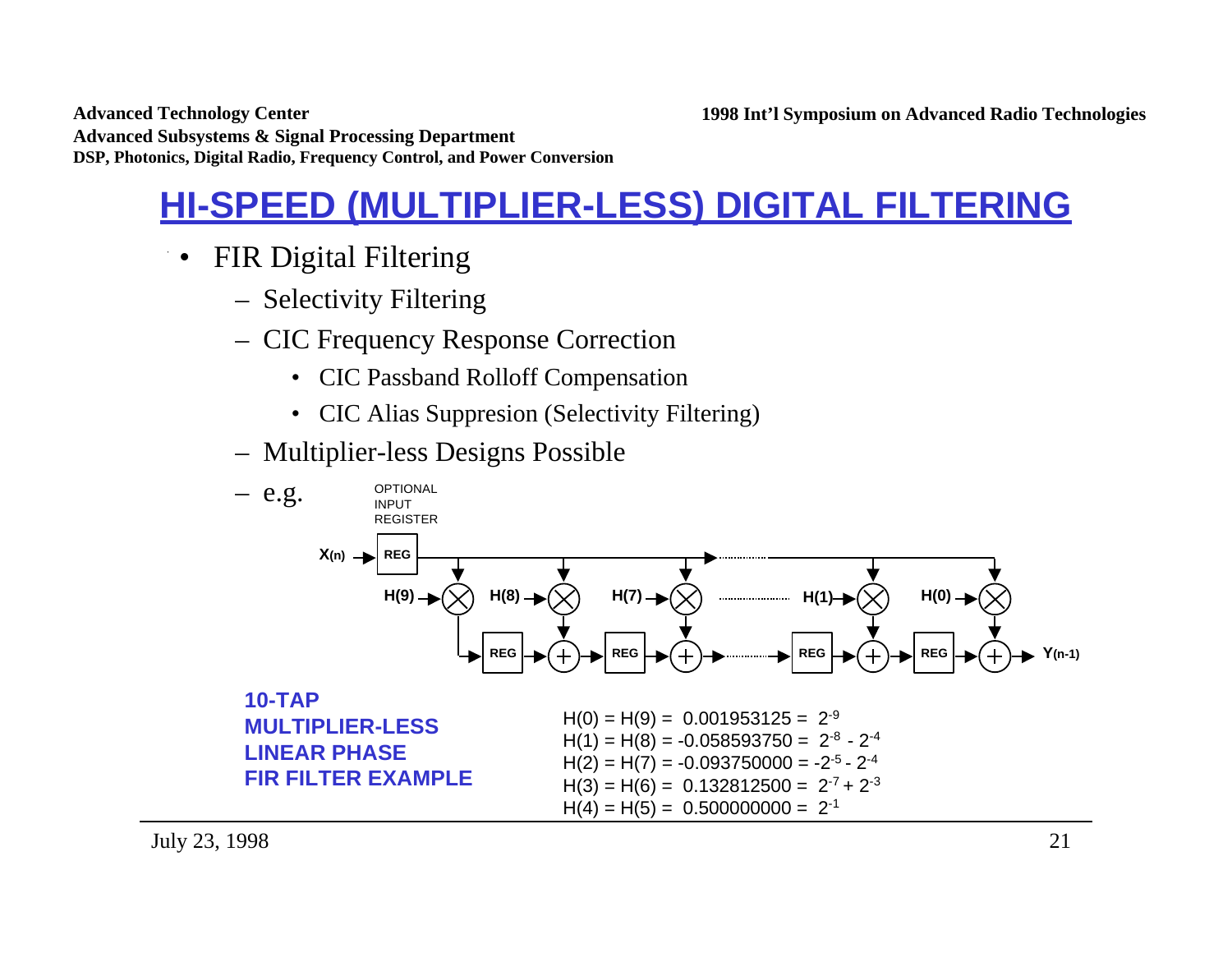# HI-SPEED (MULTIPLIER-LESS) DIGITAL FILTERING

- FIR Digital Filtering
  - Selectivity Filtering
  - CIC Frequency Response Correction
    - CIC Passband Rolloff Compensation
    - CIC Alias Suppresion (Selectivity Filtering)
  - Multiplier-less Designs Possible
  - e.g.

OPTIONAL INPUT REGISTER

$X_{(n)}$ → REG → H(9), H(8), H(7), ..., H(1), H(0) → REG → ... → $Y_{(n-1)}$

**10-TAP MULTIPLIER-LESS LINEAR PHASE FIR FILTER EXAMPLE**

$H(0) = H(9) = 0.001953125 = 2^{-9}$

$H(1) = H(8) = -0.058593750 = 2^{-8} - 2^{-4}$

$H(2) = H(7) = -0.093750000 = -2^{-5} - 2^{-4}$

$H(3) = H(6) = 0.132812500 = 2^{-7} + 2^{-3}$

$H(4) = H(5) = 0.500000000 = 2^{-1}$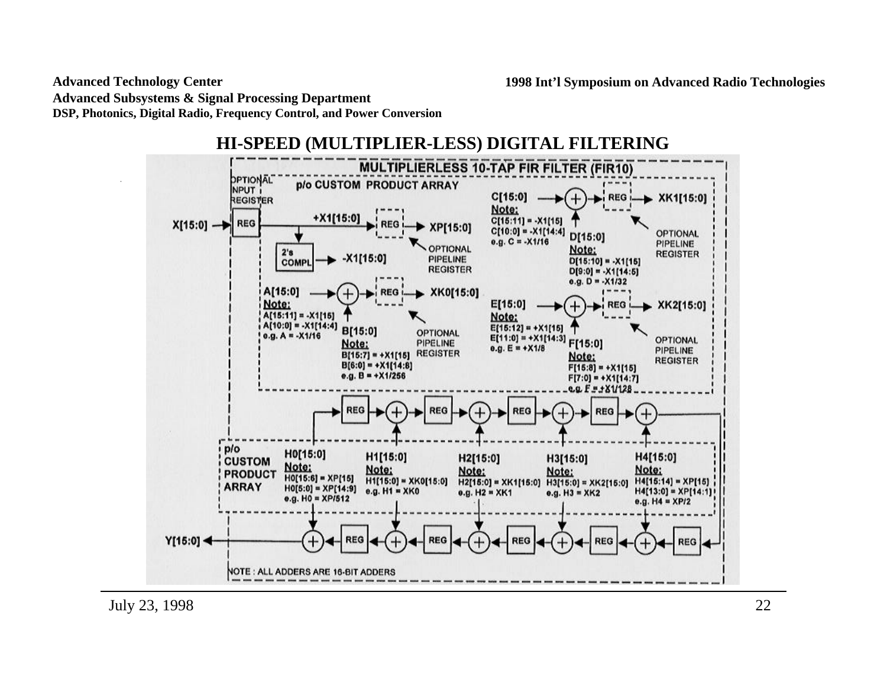## HI-SPEED (MULTIPLIER-LESS) DIGITAL FILTERING

**MULTIPLIERLESS 10-TAP FIR FILTER (FIR10)**

OPTIONAL INPUT REGISTER

p/o CUSTOM PRODUCT ARRAY

X[15:0] → REG → +X1[15:0] → REG → XP[15:0]

2's COMPL → -X1[15:0]

OPTIONAL PIPELINE REGISTER

A[15:0]
Note:
A[15:11] = -X1[15]
A[10:0] = -X1[14:4]
e.g. A = -X1/16

B[15:0]
Note:
B[15:7] = +X1[15]
B[6:0] = +X1[14:8]
e.g. B = +X1/256

A + B → REG → XK0[15:0]

C[15:0]
Note:
C[15:11] = -X1[15]
C[10:0] = -X1[14:4]
e.g. C = -X1/16

D[15:0]
Note:
D[15:10] = -X1[15]
D[9:0] = -X1[14:5]
e.g. D = -X1/32

C + D → REG → XK1[15:0]

E[15:0]
Note:
E[15:12] = +X1[15]
E[11:0] = +X1[14:3]
e.g. E = +X1/8

F[15:0]
Note:
F[15:8] = +X1[15]
F[7:0] = +X1[14:7]
e.g. F = +X1/128

E + F → REG → XK2[15:0]

p/o CUSTOM PRODUCT ARRAY

H0[15:0]
Note:
H0[15:6] = XP[15]
H0[5:0] = XP[14:9]
e.g. H0 = XP/512

H1[15:0]
Note:
H1[15:0] = XK0[15:0]
e.g. H1 = XK0

H2[15:0]
Note:
H2[15:0] = XK1[15:0]
e.g. H2 = XK1

H3[15:0]
Note:
H3[15:0] = XK2[15:0]
e.g. H3 = XK2

H4[15:0]
Note:
H4[15:14] = XP[15]
H4[13:0] = XP[14:1]
e.g. H4 = XP/2

Y[15:0]

NOTE : ALL ADDERS ARE 16-BIT ADDERS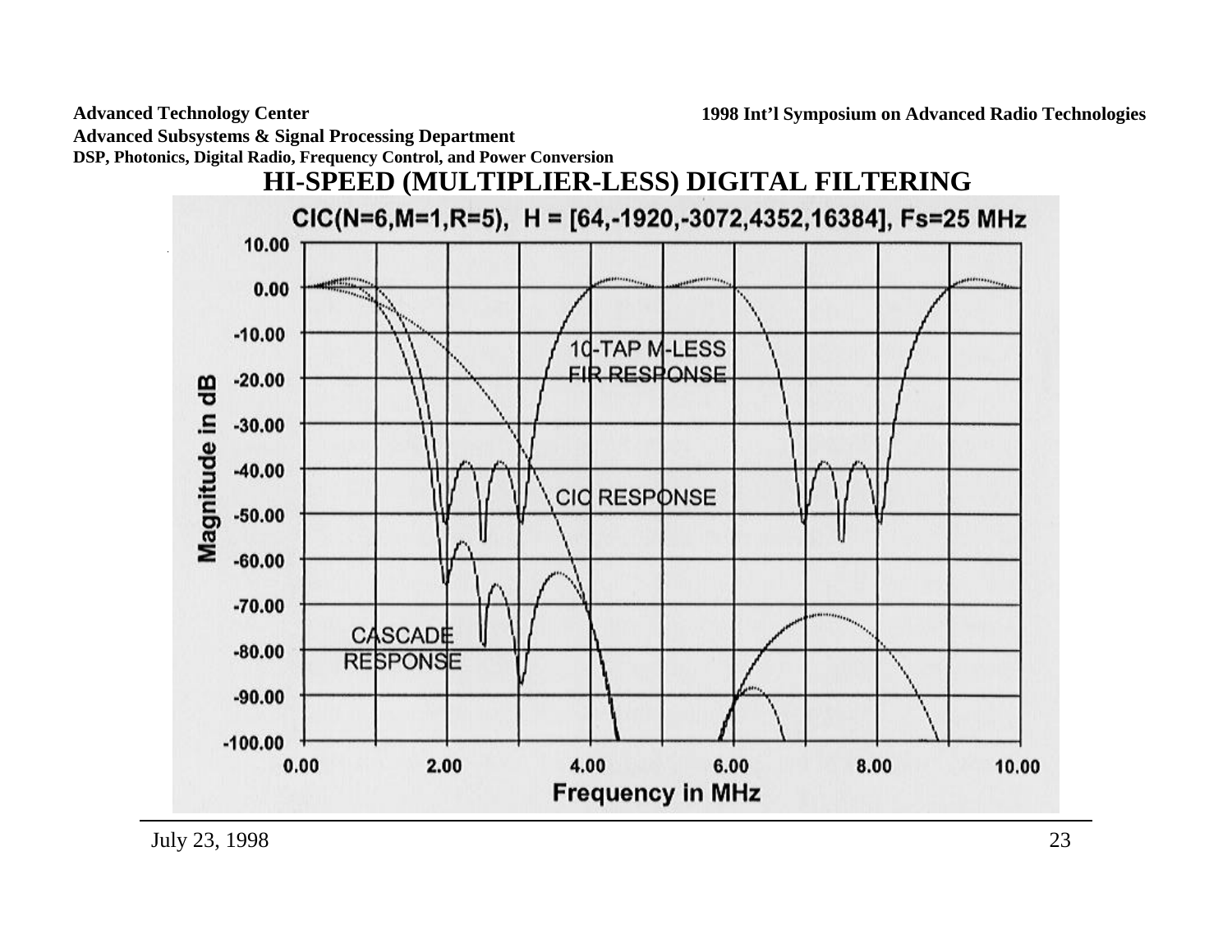# HI-SPEED (MULTIPLIER-LESS) DIGITAL FILTERING

CIC(N=6,M=1,R=5), H = [64,-1920,-3072,4352,16384], Fs=25 MHz

10-TAP M-LESS FIR RESPONSE

CIC RESPONSE

CASCADE RESPONSE

Magnitude in dB

Frequency in MHz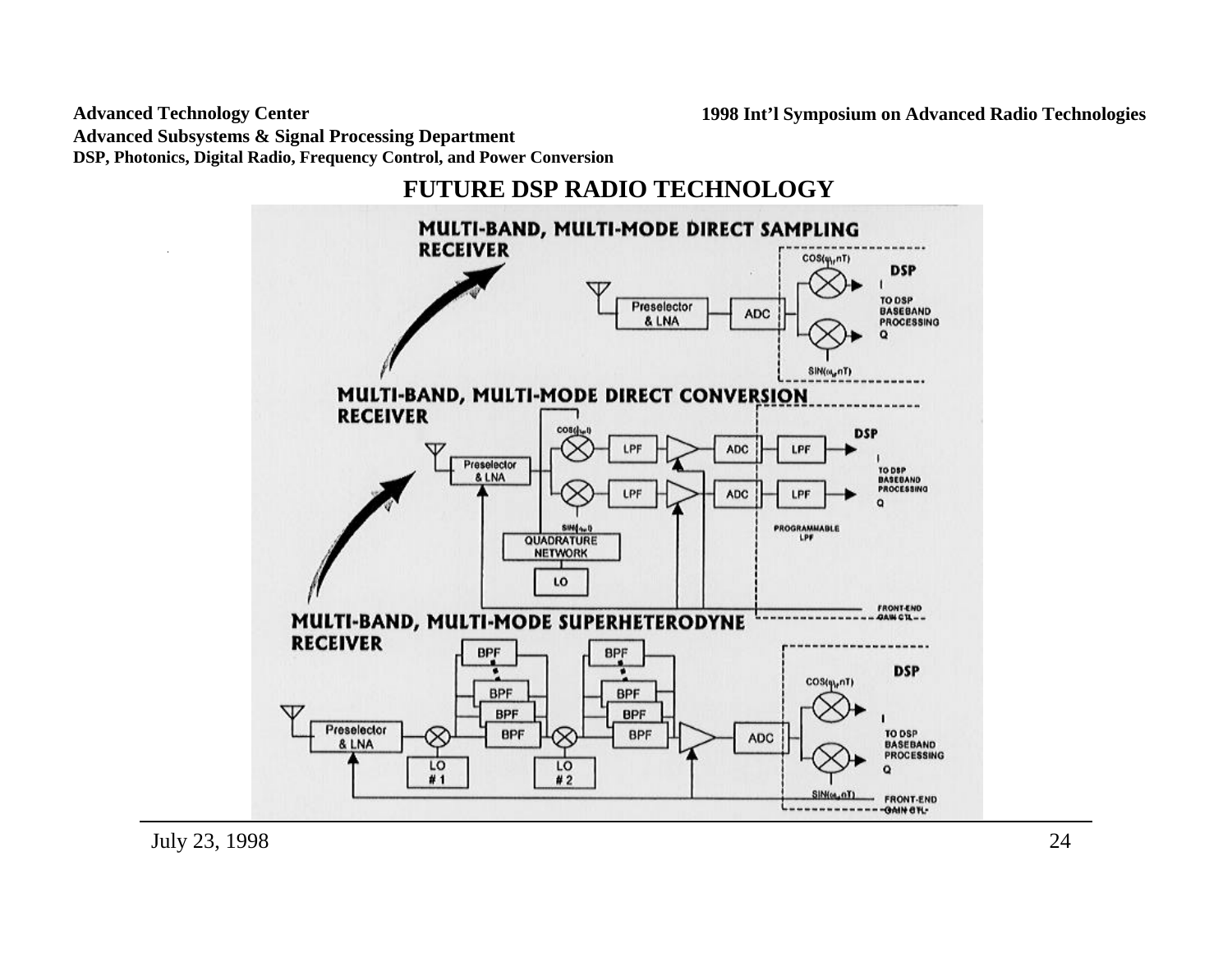# FUTURE DSP RADIO TECHNOLOGY

MULTI-BAND, MULTI-MODE DIRECT SAMPLING RECEIVER

Preselector & LNA

ADC

COS($\omega_{if}$nT)

SIN($\omega_{if}$nT)

DSP

I

TO DSP BASEBAND PROCESSING

Q

MULTI-BAND, MULTI-MODE DIRECT CONVERSION RECEIVER

Preselector & LNA

COS($\omega_{lo}$t)

SIN($\omega_{lo}$t)

QUADRATURE NETWORK

LO

LPF

ADC

LPF

DSP

I

TO DSP BASEBAND PROCESSING

Q

PROGRAMMABLE LPF

FRONT-END GAIN CTL

MULTI-BAND, MULTI-MODE SUPERHETERODYNE RECEIVER

Preselector & LNA

LO #1

LO #2

BPF

ADC

COS($\omega_{if}$nT)

SIN($\omega_{if}$nT)

DSP

I

TO DSP BASEBAND PROCESSING

Q

FRONT-END GAIN CTL

July 23, 1998